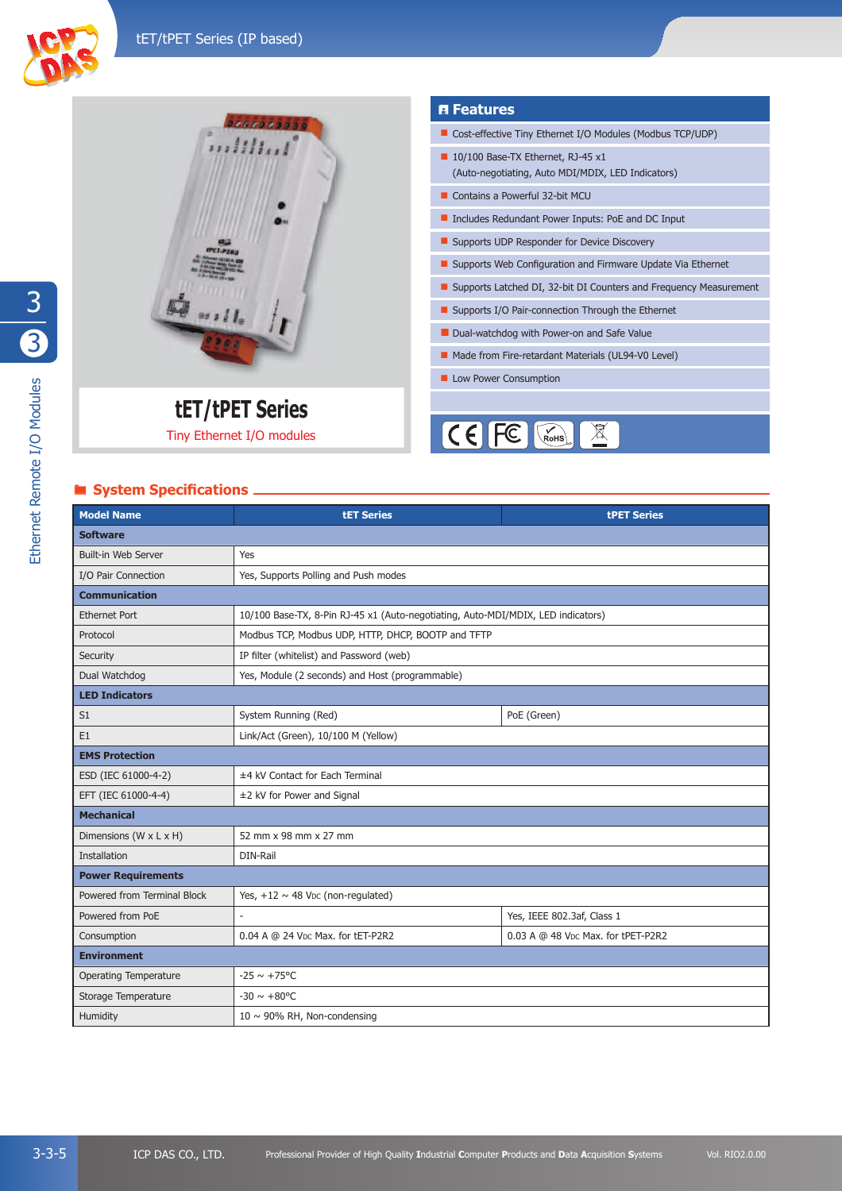# tET/tPET Series

Tiny Ethernet I/O modules

## Features

- Cost-effective Tiny Ethernet I/O Modules (Modbus TCP/UDP)
- 10/100 Base-TX Ethernet, RJ-45 x1 (Auto-negotiating, Auto MDI/MDIX, LED Indicators)
- Contains a Powerful 32-bit MCU
- Includes Redundant Power Inputs: PoE and DC Input
- Supports UDP Responder for Device Discovery
- Supports Web Configuration and Firmware Update Via Ethernet
- Supports Latched DI, 32-bit DI Counters and Frequency Measurement
- Supports I/O Pair-connection Through the Ethernet
- Dual-watchdog with Power-on and Safe Value
- Made from Fire-retardant Materials (UL94-V0 Level)
- Low Power Consumption

## System Specifications

| Model Name | tET Series | tPET Series |
|---|---|---|
| **Software** | | |
| Built-in Web Server | Yes | |
| I/O Pair Connection | Yes, Supports Polling and Push modes | |
| **Communication** | | |
| Ethernet Port | 10/100 Base-TX, 8-Pin RJ-45 x1 (Auto-negotiating, Auto-MDI/MDIX, LED indicators) | |
| Protocol | Modbus TCP, Modbus UDP, HTTP, DHCP, BOOTP and TFTP | |
| Security | IP filter (whitelist) and Password (web) | |
| Dual Watchdog | Yes, Module (2 seconds) and Host (programmable) | |
| **LED Indicators** | | |
| S1 | System Running (Red) | PoE (Green) |
| E1 | Link/Act (Green), 10/100 M (Yellow) | |
| **EMS Protection** | | |
| ESD (IEC 61000-4-2) | ±4 kV Contact for Each Terminal | |
| EFT (IEC 61000-4-4) | ±2 kV for Power and Signal | |
| **Mechanical** | | |
| Dimensions (W x L x H) | 52 mm x 98 mm x 27 mm | |
| Installation | DIN-Rail | |
| **Power Requirements** | | |
| Powered from Terminal Block | Yes, +12 ~ 48 VDC (non-regulated) | |
| Powered from PoE | - | Yes, IEEE 802.3af, Class 1 |
| Consumption | 0.04 A @ 24 VDC Max. for tET-P2R2 | 0.03 A @ 48 VDC Max. for tPET-P2R2 |
| **Environment** | | |
| Operating Temperature | -25 ~ +75°C | |
| Storage Temperature | -30 ~ +80°C | |
| Humidity | 10 ~ 90% RH, Non-condensing | |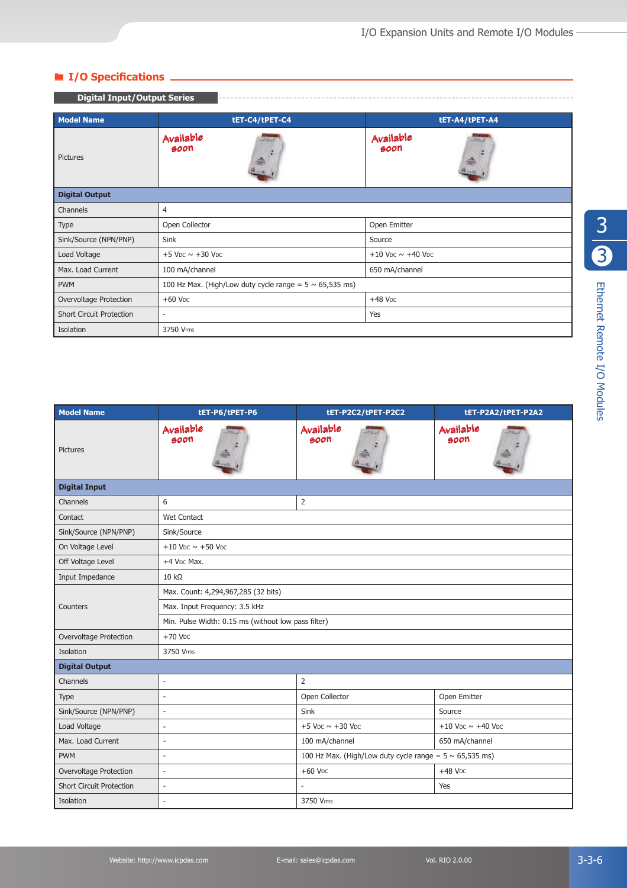## I/O Specifications

### Digital Input/Output Series

| Model Name | tET-C4/tPET-C4 | tET-A4/tPET-A4 |
|---|---|---|
| Pictures | Available soon | Available soon |
| **Digital Output** | | |
| Channels | 4 | |
| Type | Open Collector | Open Emitter |
| Sink/Source (NPN/PNP) | Sink | Source |
| Load Voltage | +5 VDC ~ +30 VDC | +10 VDC ~ +40 VDC |
| Max. Load Current | 100 mA/channel | 650 mA/channel |
| PWM | 100 Hz Max. (High/Low duty cycle range = 5 ~ 65,535 ms) | |
| Overvoltage Protection | +60 VDC | +48 VDC |
| Short Circuit Protection | - | Yes |
| Isolation | 3750 Vrms | |

| Model Name | tET-P6/tPET-P6 | tET-P2C2/tPET-P2C2 | tET-P2A2/tPET-P2A2 |
|---|---|---|---|
| Pictures | Available soon | Available soon | Available soon |
| **Digital Input** | | | |
| Channels | 6 | 2 | |
| Contact | Wet Contact | | |
| Sink/Source (NPN/PNP) | Sink/Source | | |
| On Voltage Level | +10 VDC ~ +50 VDC | | |
| Off Voltage Level | +4 VDC Max. | | |
| Input Impedance | 10 kΩ | | |
| Counters | Max. Count: 4,294,967,285 (32 bits) | | |
| | Max. Input Frequency: 3.5 kHz | | |
| | Min. Pulse Width: 0.15 ms (without low pass filter) | | |
| Overvoltage Protection | +70 VDC | | |
| Isolation | 3750 Vrms | | |
| **Digital Output** | | | |
| Channels | - | 2 | |
| Type | - | Open Collector | Open Emitter |
| Sink/Source (NPN/PNP) | - | Sink | Source |
| Load Voltage | - | +5 VDC ~ +30 VDC | +10 VDC ~ +40 VDC |
| Max. Load Current | - | 100 mA/channel | 650 mA/channel |
| PWM | - | 100 Hz Max. (High/Low duty cycle range = 5 ~ 65,535 ms) | |
| Overvoltage Protection | - | +60 VDC | +48 VDC |
| Short Circuit Protection | - | - | Yes |
| Isolation | - | 3750 Vrms | |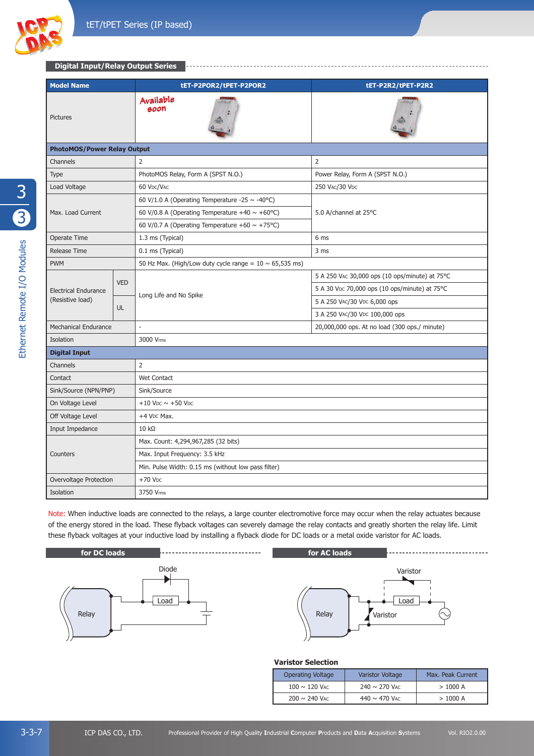## Digital Input/Relay Output Series

| Model Name | | tET-P2POR2/tPET-P2POR2 | tET-P2R2/tPET-P2R2 |
|---|---|---|---|
| Pictures | | Available soon | |
| **PhotoMOS/Power Relay Output** | | | |
| Channels | | 2 | 2 |
| Type | | PhotoMOS Relay, Form A (SPST N.O.) | Power Relay, Form A (SPST N.O.) |
| Load Voltage | | 60 VDC/VAC | 250 VAC/30 VDC |
| Max. Load Current | | 60 V/1.0 A (Operating Temperature -25 ~ -40°C) | 5.0 A/channel at 25°C |
| | | 60 V/0.8 A (Operating Temperature +40 ~ +60°C) | |
| | | 60 V/0.7 A (Operating Temperature +60 ~ +75°C) | |
| Operate Time | | 1.3 ms (Typical) | 6 ms |
| Release Time | | 0.1 ms (Typical) | 3 ms |
| PWM | | 50 Hz Max. (High/Low duty cycle range = 10 ~ 65,535 ms) | |
| Electrical Endurance (Resistive load) | VED | Long Life and No Spike | 5 A 250 VAC 30,000 ops (10 ops/minute) at 75°C |
| | | | 5 A 30 VDC 70,000 ops (10 ops/minute) at 75°C |
| | UL | | 5 A 250 VAC/30 VDC 6,000 ops |
| | | | 3 A 250 VAC/30 VDC 100,000 ops |
| Mechanical Endurance | | - | 20,000,000 ops. At no load (300 ops./ minute) |
| Isolation | | 3000 Vrms | |
| **Digital Input** | | | |
| Channels | | 2 | |
| Contact | | Wet Contact | |
| Sink/Source (NPN/PNP) | | Sink/Source | |
| On Voltage Level | | +10 VDC ~ +50 VDC | |
| Off Voltage Level | | +4 VDC Max. | |
| Input Impedance | | 10 kΩ | |
| Counters | | Max. Count: 4,294,967,285 (32 bits) | |
| | | Max. Input Frequency: 3.5 kHz | |
| | | Min. Pulse Width: 0.15 ms (without low pass filter) | |
| Overvoltage Protection | | +70 VDC | |
| Isolation | | 3750 Vrms | |

Note: When inductive loads are connected to the relays, a large counter electromotive force may occur when the relay actuates because of the energy stored in the load. These flyback voltages can severely damage the relay contacts and greatly shorten the relay life. Limit these flyback voltages at your inductive load by installing a flyback diode for DC loads or a metal oxide varistor for AC loads.

### for DC loads

Diode, Load, Relay

### for AC loads

Varistor, Load, Relay, Varistor

### Varistor Selection

| Operating Voltage | Varistor Voltage | Max. Peak Current |
|---|---|---|
| 100 ~ 120 VAC | 240 ~ 270 VAC | > 1000 A |
| 200 ~ 240 VAC | 440 ~ 470 VAC | > 1000 A |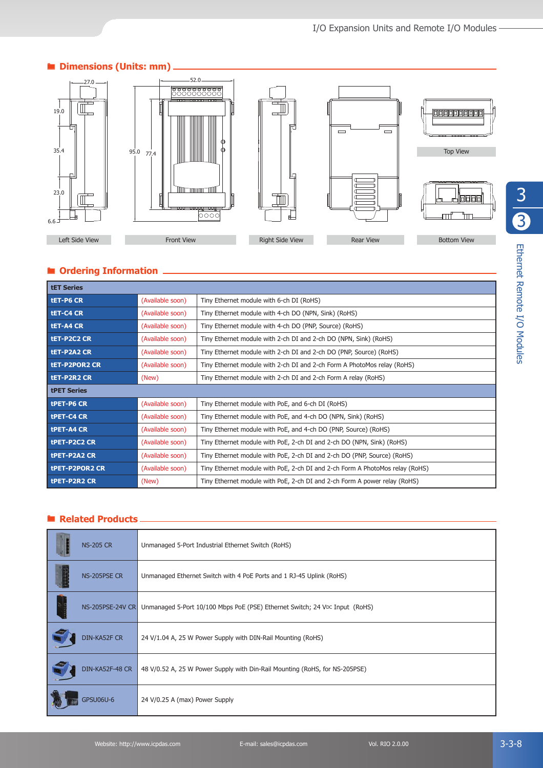## Dimensions (Units: mm)

27.0
52.0
19.0
35.4
95.0
77.4
23.0
6.6

Left Side View
Front View
Right Side View
Rear View
Top View
Bottom View

## Ordering Information

| | | |
|---|---|---|
| **tET Series** | | |
| **tET-P6 CR** | (Available soon) | Tiny Ethernet module with 6-ch DI (RoHS) |
| **tET-C4 CR** | (Available soon) | Tiny Ethernet module with 4-ch DO (NPN, Sink) (RoHS) |
| **tET-A4 CR** | (Available soon) | Tiny Ethernet module with 4-ch DO (PNP, Source) (RoHS) |
| **tET-P2C2 CR** | (Available soon) | Tiny Ethernet module with 2-ch DI and 2-ch DO (NPN, Sink) (RoHS) |
| **tET-P2A2 CR** | (Available soon) | Tiny Ethernet module with 2-ch DI and 2-ch DO (PNP, Source) (RoHS) |
| **tET-P2POR2 CR** | (Available soon) | Tiny Ethernet module with 2-ch DI and 2-ch Form A PhotoMos relay (RoHS) |
| **tET-P2R2 CR** | (New) | Tiny Ethernet module with 2-ch DI and 2-ch Form A relay (RoHS) |
| **tPET Series** | | |
| **tPET-P6 CR** | (Available soon) | Tiny Ethernet module with PoE, and 6-ch DI (RoHS) |
| **tPET-C4 CR** | (Available soon) | Tiny Ethernet module with PoE, and 4-ch DO (NPN, Sink) (RoHS) |
| **tPET-A4 CR** | (Available soon) | Tiny Ethernet module with PoE, and 4-ch DO (PNP, Source) (RoHS) |
| **tPET-P2C2 CR** | (Available soon) | Tiny Ethernet module with PoE, 2-ch DI and 2-ch DO (NPN, Sink) (RoHS) |
| **tPET-P2A2 CR** | (Available soon) | Tiny Ethernet module with PoE, 2-ch DI and 2-ch DO (PNP, Source) (RoHS) |
| **tPET-P2POR2 CR** | (Available soon) | Tiny Ethernet module with PoE, 2-ch DI and 2-ch Form A PhotoMos relay (RoHS) |
| **tPET-P2R2 CR** | (New) | Tiny Ethernet module with PoE, 2-ch DI and 2-ch Form A power relay (RoHS) |

## Related Products

| | |
|---|---|
| NS-205 CR | Unmanaged 5-Port Industrial Ethernet Switch (RoHS) |
| NS-205PSE CR | Unmanaged Ethernet Switch with 4 PoE Ports and 1 RJ-45 Uplink (RoHS) |
| NS-205PSE-24V CR | Unmanaged 5-Port 10/100 Mbps PoE (PSE) Ethernet Switch; 24 VDC Input (RoHS) |
| DIN-KA52F CR | 24 V/1.04 A, 25 W Power Supply with DIN-Rail Mounting (RoHS) |
| DIN-KA52F-48 CR | 48 V/0.52 A, 25 W Power Supply with Din-Rail Mounting (RoHS, for NS-205PSE) |
| GPSU06U-6 | 24 V/0.25 A (max) Power Supply |